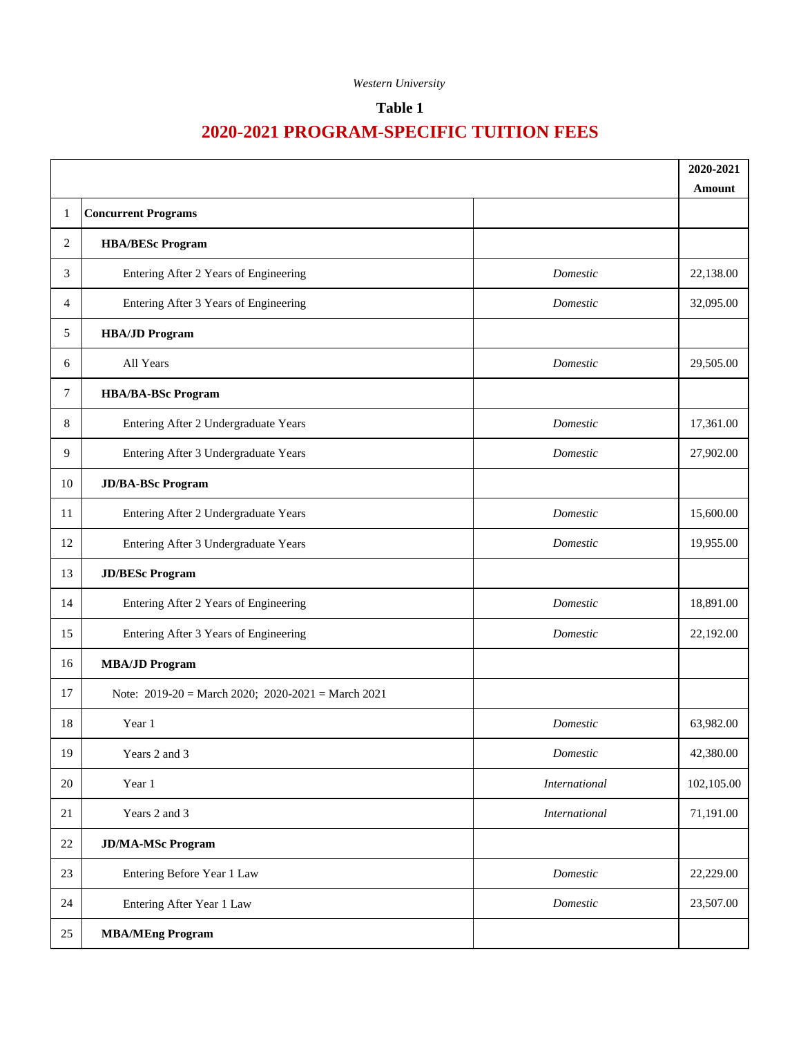*Western University*

## Table 1

# 2020-2021 PROGRAM-SPECIFIC TUITION FEES

| | | | 2020-2021 Amount |
|---|---|---|---|
| 1 | **Concurrent Programs** | | |
| 2 | **HBA/BESc Program** | | |
| 3 | Entering After 2 Years of Engineering | *Domestic* | 22,138.00 |
| 4 | Entering After 3 Years of Engineering | *Domestic* | 32,095.00 |
| 5 | **HBA/JD Program** | | |
| 6 | All Years | *Domestic* | 29,505.00 |
| 7 | **HBA/BA-BSc Program** | | |
| 8 | Entering After 2 Undergraduate Years | *Domestic* | 17,361.00 |
| 9 | Entering After 3 Undergraduate Years | *Domestic* | 27,902.00 |
| 10 | **JD/BA-BSc Program** | | |
| 11 | Entering After 2 Undergraduate Years | *Domestic* | 15,600.00 |
| 12 | Entering After 3 Undergraduate Years | *Domestic* | 19,955.00 |
| 13 | **JD/BESc Program** | | |
| 14 | Entering After 2 Years of Engineering | *Domestic* | 18,891.00 |
| 15 | Entering After 3 Years of Engineering | *Domestic* | 22,192.00 |
| 16 | **MBA/JD Program** | | |
| 17 | Note: 2019-20 = March 2020; 2020-2021 = March 2021 | | |
| 18 | Year 1 | *Domestic* | 63,982.00 |
| 19 | Years 2 and 3 | *Domestic* | 42,380.00 |
| 20 | Year 1 | *International* | 102,105.00 |
| 21 | Years 2 and 3 | *International* | 71,191.00 |
| 22 | **JD/MA-MSc Program** | | |
| 23 | Entering Before Year 1 Law | *Domestic* | 22,229.00 |
| 24 | Entering After Year 1 Law | *Domestic* | 23,507.00 |
| 25 | **MBA/MEng Program** | | |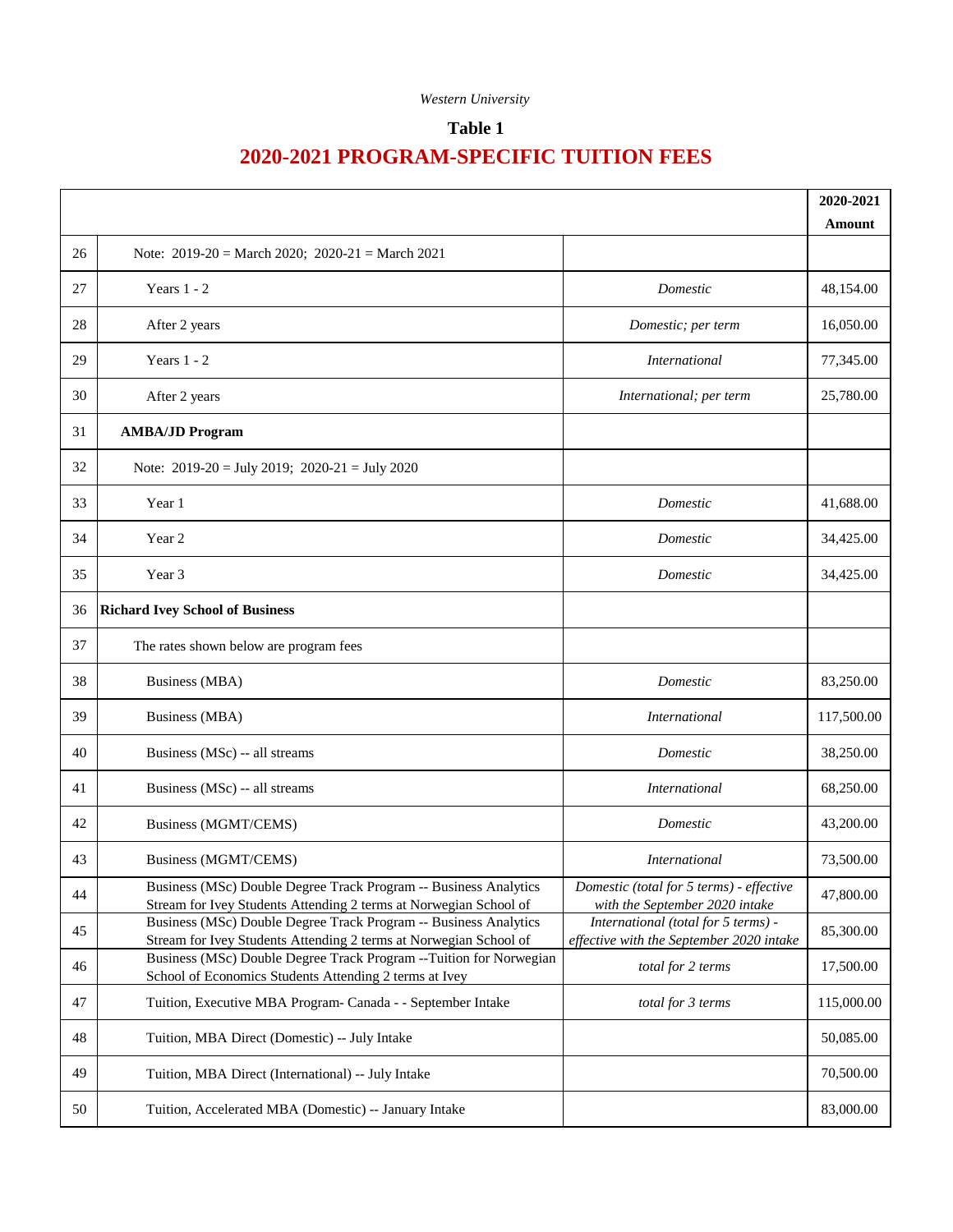*Western University*

**Table 1**

## 2020-2021 PROGRAM-SPECIFIC TUITION FEES

| | | | 2020-2021 Amount |
|---|---|---|---|
| 26 | Note: 2019-20 = March 2020; 2020-21 = March 2021 | | |
| 27 | Years 1 - 2 | *Domestic* | 48,154.00 |
| 28 | After 2 years | *Domestic; per term* | 16,050.00 |
| 29 | Years 1 - 2 | *International* | 77,345.00 |
| 30 | After 2 years | *International; per term* | 25,780.00 |
| 31 | **AMBA/JD Program** | | |
| 32 | Note: 2019-20 = July 2019; 2020-21 = July 2020 | | |
| 33 | Year 1 | *Domestic* | 41,688.00 |
| 34 | Year 2 | *Domestic* | 34,425.00 |
| 35 | Year 3 | *Domestic* | 34,425.00 |
| 36 | **Richard Ivey School of Business** | | |
| 37 | The rates shown below are program fees | | |
| 38 | Business (MBA) | *Domestic* | 83,250.00 |
| 39 | Business (MBA) | *International* | 117,500.00 |
| 40 | Business (MSc) -- all streams | *Domestic* | 38,250.00 |
| 41 | Business (MSc) -- all streams | *International* | 68,250.00 |
| 42 | Business (MGMT/CEMS) | *Domestic* | 43,200.00 |
| 43 | Business (MGMT/CEMS) | *International* | 73,500.00 |
| 44 | Business (MSc) Double Degree Track Program -- Business Analytics Stream for Ivey Students Attending 2 terms at Norwegian School of | *Domestic (total for 5 terms) - effective with the September 2020 intake* | 47,800.00 |
| 45 | Business (MSc) Double Degree Track Program -- Business Analytics Stream for Ivey Students Attending 2 terms at Norwegian School of | *International (total for 5 terms) - effective with the September 2020 intake* | 85,300.00 |
| 46 | Business (MSc) Double Degree Track Program --Tuition for Norwegian School of Economics Students Attending 2 terms at Ivey | *total for 2 terms* | 17,500.00 |
| 47 | Tuition, Executive MBA Program- Canada - - September Intake | *total for 3 terms* | 115,000.00 |
| 48 | Tuition, MBA Direct (Domestic) -- July Intake | | 50,085.00 |
| 49 | Tuition, MBA Direct (International) -- July Intake | | 70,500.00 |
| 50 | Tuition, Accelerated MBA (Domestic) -- January Intake | | 83,000.00 |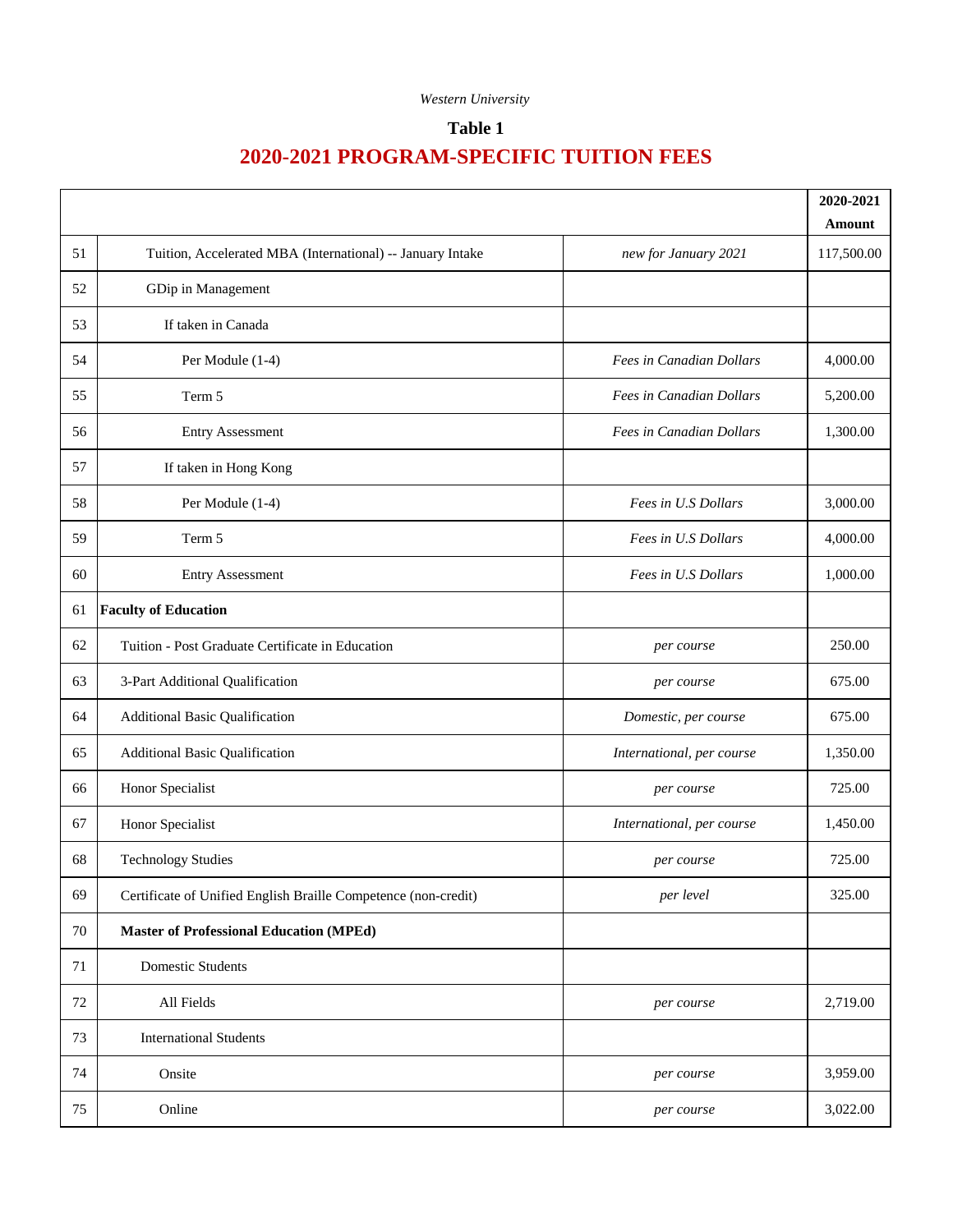*Western University*

**Table 1**

## 2020-2021 PROGRAM-SPECIFIC TUITION FEES

| | | | 2020-2021 Amount |
|---|---|---|---|
| 51 | Tuition, Accelerated MBA (International) -- January Intake | *new for January 2021* | 117,500.00 |
| 52 | GDip in Management | | |
| 53 | If taken in Canada | | |
| 54 | Per Module (1-4) | *Fees in Canadian Dollars* | 4,000.00 |
| 55 | Term 5 | *Fees in Canadian Dollars* | 5,200.00 |
| 56 | Entry Assessment | *Fees in Canadian Dollars* | 1,300.00 |
| 57 | If taken in Hong Kong | | |
| 58 | Per Module (1-4) | *Fees in U.S Dollars* | 3,000.00 |
| 59 | Term 5 | *Fees in U.S Dollars* | 4,000.00 |
| 60 | Entry Assessment | *Fees in U.S Dollars* | 1,000.00 |
| 61 | **Faculty of Education** | | |
| 62 | Tuition - Post Graduate Certificate in Education | *per course* | 250.00 |
| 63 | 3-Part Additional Qualification | *per course* | 675.00 |
| 64 | Additional Basic Qualification | *Domestic, per course* | 675.00 |
| 65 | Additional Basic Qualification | *International, per course* | 1,350.00 |
| 66 | Honor Specialist | *per course* | 725.00 |
| 67 | Honor Specialist | *International, per course* | 1,450.00 |
| 68 | Technology Studies | *per course* | 725.00 |
| 69 | Certificate of Unified English Braille Competence (non-credit) | *per level* | 325.00 |
| 70 | **Master of Professional Education (MPEd)** | | |
| 71 | Domestic Students | | |
| 72 | All Fields | *per course* | 2,719.00 |
| 73 | International Students | | |
| 74 | Onsite | *per course* | 3,959.00 |
| 75 | Online | *per course* | 3,022.00 |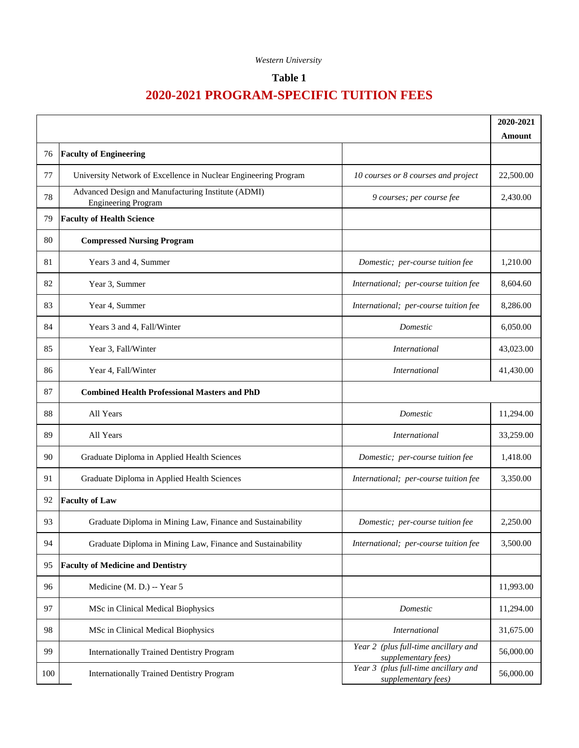*Western University*

**Table 1**

## 2020-2021 PROGRAM-SPECIFIC TUITION FEES

| | | | 2020-2021 Amount |
|---|---|---|---|
| 76 | **Faculty of Engineering** | | |
| 77 | University Network of Excellence in Nuclear Engineering Program | *10 courses or 8 courses and project* | 22,500.00 |
| 78 | Advanced Design and Manufacturing Institute (ADMI) Engineering Program | *9 courses; per course fee* | 2,430.00 |
| 79 | **Faculty of Health Science** | | |
| 80 | **Compressed Nursing Program** | | |
| 81 | Years 3 and 4, Summer | *Domestic; per-course tuition fee* | 1,210.00 |
| 82 | Year 3, Summer | *International; per-course tuition fee* | 8,604.60 |
| 83 | Year 4, Summer | *International; per-course tuition fee* | 8,286.00 |
| 84 | Years 3 and 4, Fall/Winter | *Domestic* | 6,050.00 |
| 85 | Year 3, Fall/Winter | *International* | 43,023.00 |
| 86 | Year 4, Fall/Winter | *International* | 41,430.00 |
| 87 | **Combined Health Professional Masters and PhD** | | |
| 88 | All Years | *Domestic* | 11,294.00 |
| 89 | All Years | *International* | 33,259.00 |
| 90 | Graduate Diploma in Applied Health Sciences | *Domestic; per-course tuition fee* | 1,418.00 |
| 91 | Graduate Diploma in Applied Health Sciences | *International; per-course tuition fee* | 3,350.00 |
| 92 | **Faculty of Law** | | |
| 93 | Graduate Diploma in Mining Law, Finance and Sustainability | *Domestic; per-course tuition fee* | 2,250.00 |
| 94 | Graduate Diploma in Mining Law, Finance and Sustainability | *International; per-course tuition fee* | 3,500.00 |
| 95 | **Faculty of Medicine and Dentistry** | | |
| 96 | Medicine (M. D.) -- Year 5 | | 11,993.00 |
| 97 | MSc in Clinical Medical Biophysics | *Domestic* | 11,294.00 |
| 98 | MSc in Clinical Medical Biophysics | *International* | 31,675.00 |
| 99 | Internationally Trained Dentistry Program | *Year 2 (plus full-time ancillary and supplementary fees)* | 56,000.00 |
| 100 | Internationally Trained Dentistry Program | *Year 3 (plus full-time ancillary and supplementary fees)* | 56,000.00 |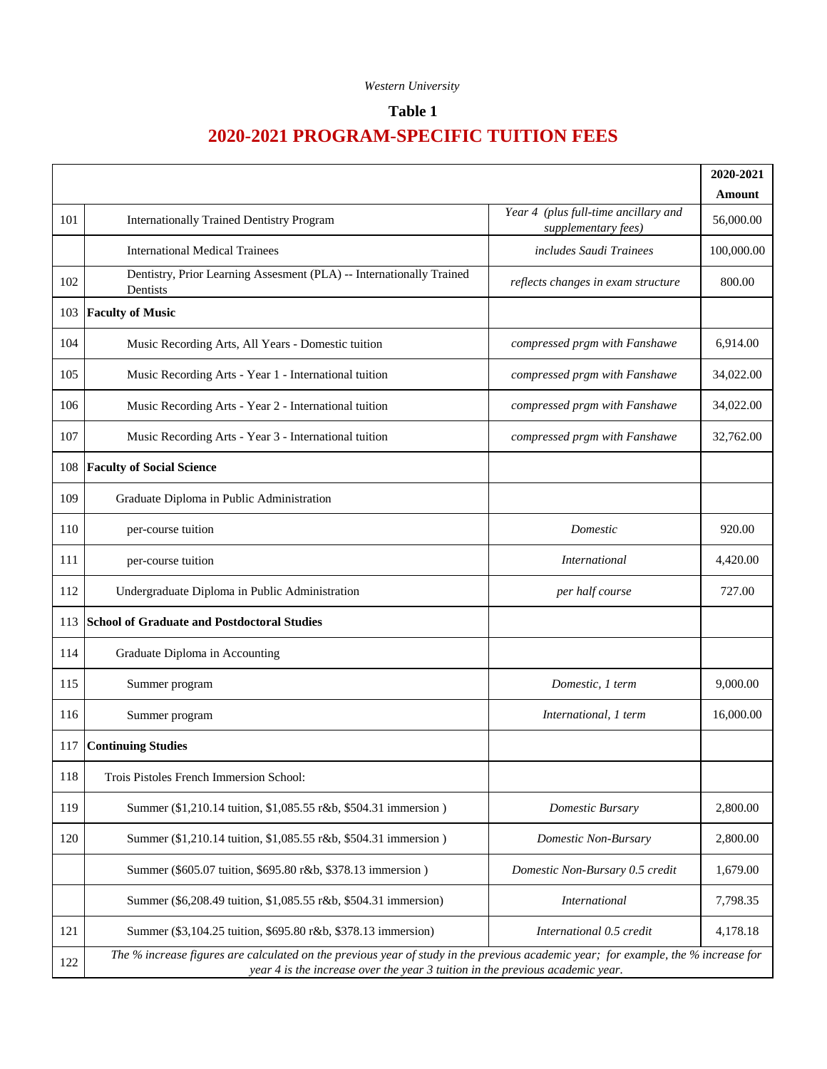*Western University*

**Table 1**

# 2020-2021 PROGRAM-SPECIFIC TUITION FEES

| | | | 2020-2021 Amount |
|---|---|---|---|
| 101 | Internationally Trained Dentistry Program | *Year 4 (plus full-time ancillary and supplementary fees)* | 56,000.00 |
| | International Medical Trainees | *includes Saudi Trainees* | 100,000.00 |
| 102 | Dentistry, Prior Learning Assesment (PLA) -- Internationally Trained Dentists | *reflects changes in exam structure* | 800.00 |
| 103 | **Faculty of Music** | | |
| 104 | Music Recording Arts, All Years - Domestic tuition | *compressed prgm with Fanshawe* | 6,914.00 |
| 105 | Music Recording Arts - Year 1 - International tuition | *compressed prgm with Fanshawe* | 34,022.00 |
| 106 | Music Recording Arts - Year 2 - International tuition | *compressed prgm with Fanshawe* | 34,022.00 |
| 107 | Music Recording Arts - Year 3 - International tuition | *compressed prgm with Fanshawe* | 32,762.00 |
| 108 | **Faculty of Social Science** | | |
| 109 | Graduate Diploma in Public Administration | | |
| 110 | per-course tuition | *Domestic* | 920.00 |
| 111 | per-course tuition | *International* | 4,420.00 |
| 112 | Undergraduate Diploma in Public Administration | *per half course* | 727.00 |
| 113 | **School of Graduate and Postdoctoral Studies** | | |
| 114 | Graduate Diploma in Accounting | | |
| 115 | Summer program | *Domestic, 1 term* | 9,000.00 |
| 116 | Summer program | *International, 1 term* | 16,000.00 |
| 117 | **Continuing Studies** | | |
| 118 | Trois Pistoles French Immersion School: | | |
| 119 | Summer ($1,210.14 tuition, $1,085.55 r&b, $504.31 immersion ) | *Domestic Bursary* | 2,800.00 |
| 120 | Summer ($1,210.14 tuition, $1,085.55 r&b, $504.31 immersion ) | *Domestic Non-Bursary* | 2,800.00 |
| | Summer ($605.07 tuition, $695.80 r&b, $378.13 immersion ) | *Domestic Non-Bursary 0.5 credit* | 1,679.00 |
| | Summer ($6,208.49 tuition, $1,085.55 r&b, $504.31 immersion) | *International* | 7,798.35 |
| 121 | Summer ($3,104.25 tuition, $695.80 r&b, $378.13 immersion) | *International 0.5 credit* | 4,178.18 |
| 122 | *The % increase figures are calculated on the previous year of study in the previous academic year; for example, the % increase for year 4 is the increase over the year 3 tuition in the previous academic year.* | | |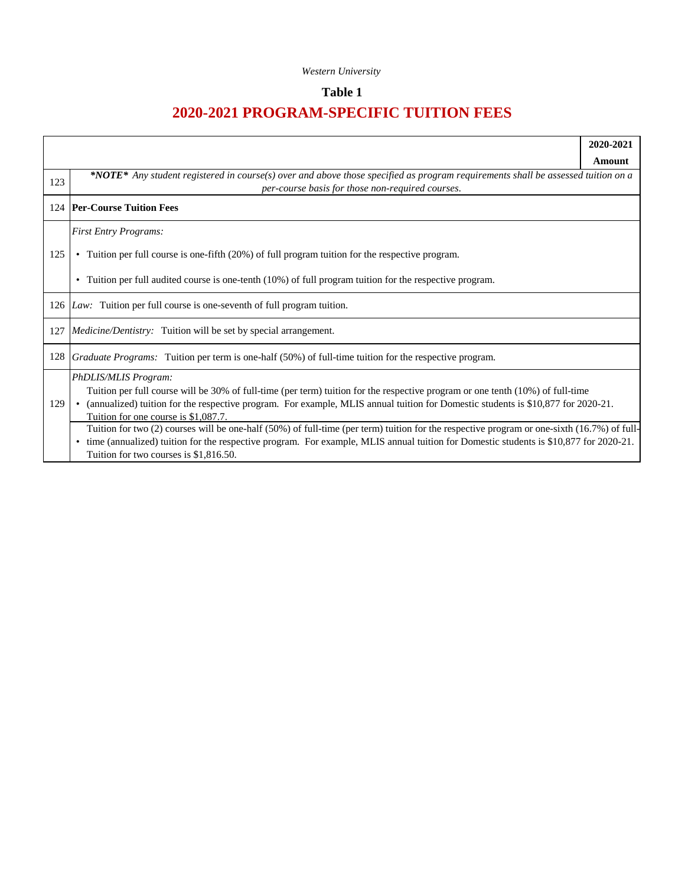*Western University*

**Table 1**

# 2020-2021 PROGRAM-SPECIFIC TUITION FEES

| | | 2020-2021 Amount |
|---|---|---|
| 123 | ***NOTE*** *Any student registered in course(s) over and above those specified as program requirements shall be assessed tuition on a per-course basis for those non-required courses.* | |
| 124 | **Per-Course Tuition Fees** | |
| 125 | *First Entry Programs:*<br>• Tuition per full course is one-fifth (20%) of full program tuition for the respective program.<br>• Tuition per full audited course is one-tenth (10%) of full program tuition for the respective program. | |
| 126 | *Law:* Tuition per full course is one-seventh of full program tuition. | |
| 127 | *Medicine/Dentistry:* Tuition will be set by special arrangement. | |
| 128 | *Graduate Programs:* Tuition per term is one-half (50%) of full-time tuition for the respective program. | |
| 129 | *PhDLIS/MLIS Program:*<br>• Tuition per full course will be 30% of full-time (per term) tuition for the respective program or one tenth (10%) of full-time (annualized) tuition for the respective program. For example, MLIS annual tuition for Domestic students is $10,877 for 2020-21. Tuition for one course is $1,087.7.<br>• Tuition for two (2) courses will be one-half (50%) of full-time (per term) tuition for the respective program or one-sixth (16.7%) of full-time (annualized) tuition for the respective program. For example, MLIS annual tuition for Domestic students is $10,877 for 2020-21. Tuition for two courses is $1,816.50. | |